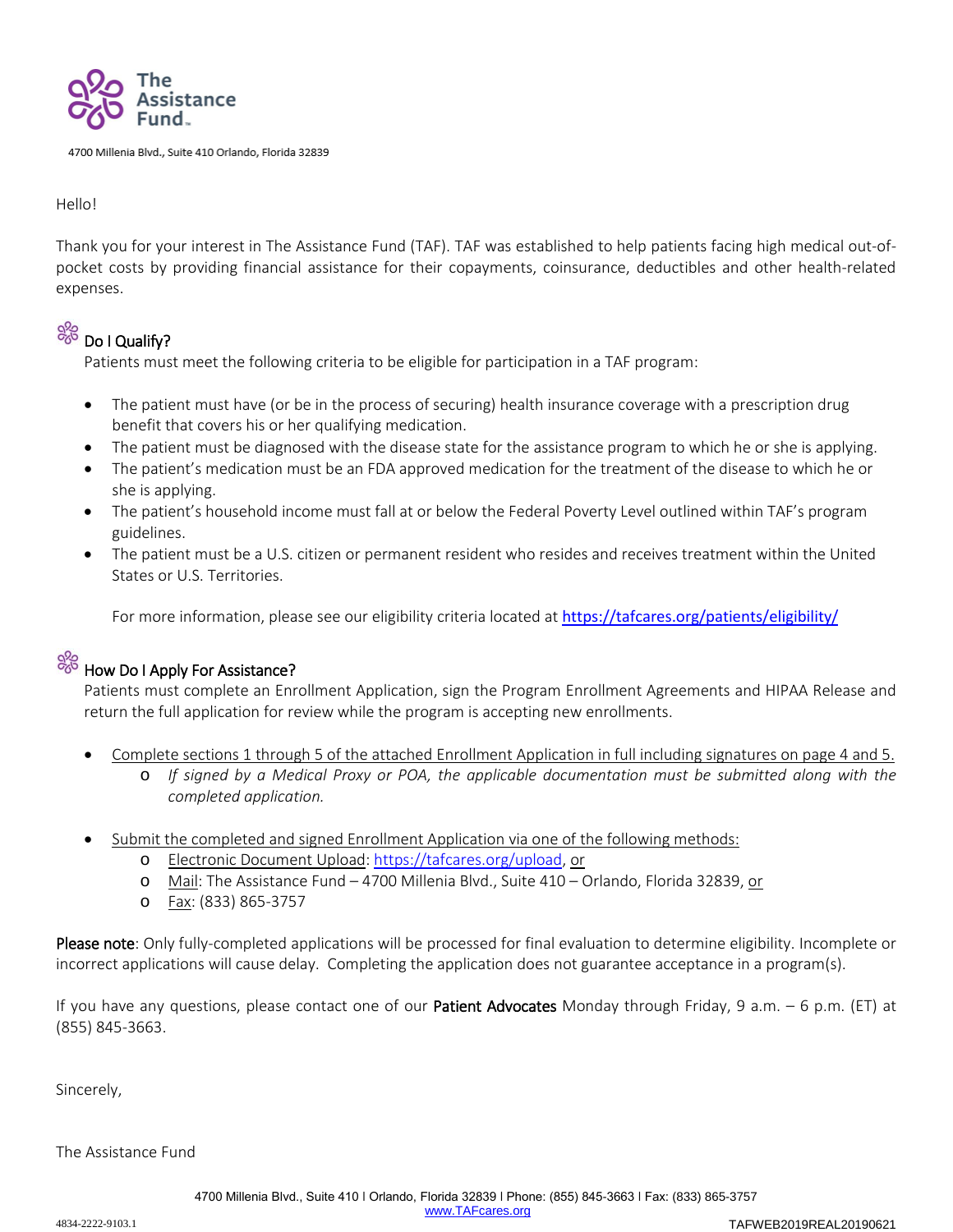# The Assistance Fund™

4700 Millenia Blvd., Suite 410 Orlando, Florida 32839

Hello!

Thank you for your interest in The Assistance Fund (TAF). TAF was established to help patients facing high medical out-of-pocket costs by providing financial assistance for their copayments, coinsurance, deductibles and other health-related expenses.

## Do I Qualify?

Patients must meet the following criteria to be eligible for participation in a TAF program:

- The patient must have (or be in the process of securing) health insurance coverage with a prescription drug benefit that covers his or her qualifying medication.
- The patient must be diagnosed with the disease state for the assistance program to which he or she is applying.
- The patient's medication must be an FDA approved medication for the treatment of the disease to which he or she is applying.
- The patient's household income must fall at or below the Federal Poverty Level outlined within TAF's program guidelines.
- The patient must be a U.S. citizen or permanent resident who resides and receives treatment within the United States or U.S. Territories.

  For more information, please see our eligibility criteria located at https://tafcares.org/patients/eligibility/

## How Do I Apply For Assistance?

Patients must complete an Enrollment Application, sign the Program Enrollment Agreements and HIPAA Release and return the full application for review while the program is accepting new enrollments.

- Complete sections 1 through 5 of the attached Enrollment Application in full including signatures on page 4 and 5.
  - *If signed by a Medical Proxy or POA, the applicable documentation must be submitted along with the completed application.*

- Submit the completed and signed Enrollment Application via one of the following methods:
  - Electronic Document Upload: https://tafcares.org/upload, or
  - Mail: The Assistance Fund – 4700 Millenia Blvd., Suite 410 – Orlando, Florida 32839, or
  - Fax: (833) 865-3757

**Please note**: Only fully-completed applications will be processed for final evaluation to determine eligibility. Incomplete or incorrect applications will cause delay. Completing the application does not guarantee acceptance in a program(s).

If you have any questions, please contact one of our **Patient Advocates** Monday through Friday, 9 a.m. – 6 p.m. (ET) at (855) 845-3663.

Sincerely,

The Assistance Fund

4700 Millenia Blvd., Suite 410 | Orlando, Florida 32839 | Phone: (855) 845-3663 | Fax: (833) 865-3757
www.TAFcares.org

4834-2222-9103.1

TAFWEB2019REAL20190621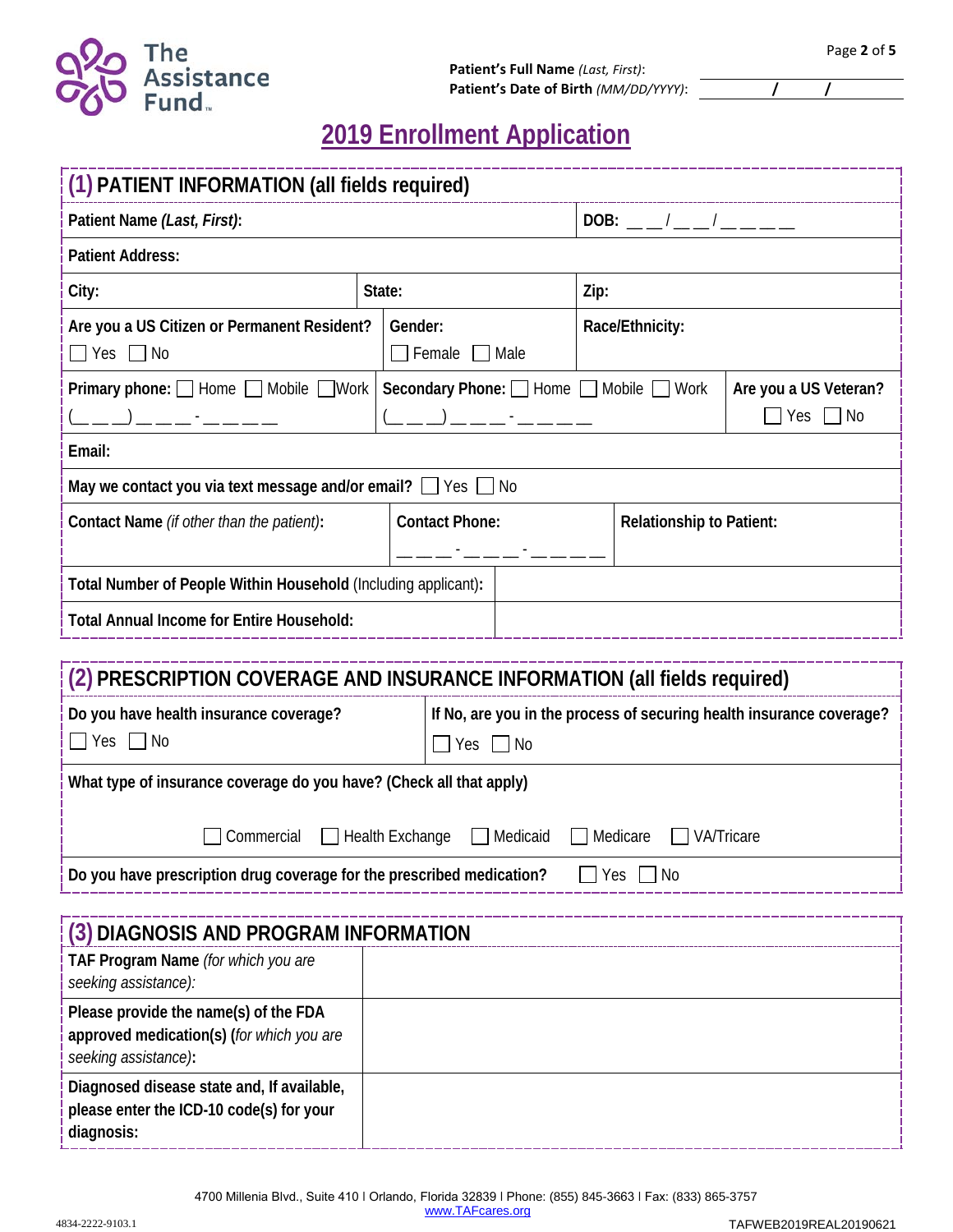Patient's Full Name *(Last, First)*:
Patient's Date of Birth *(MM/DD/YYYY)*: ______ / ______ / ______

# 2019 Enrollment Application

## (1) PATIENT INFORMATION (all fields required)

| | | |
|---|---|---|
| **Patient Name *(Last, First)*:** | | **DOB:** __ __ / __ __ / __ __ __ __ |
| **Patient Address:** | | |
| **City:** | **State:** | **Zip:** |
| **Are you a US Citizen or Permanent Resident?** ☐ Yes ☐ No | **Gender:** ☐ Female ☐ Male | **Race/Ethnicity:** |
| **Primary phone:** ☐ Home ☐ Mobile ☐ Work (__ __ __) __ __ __ - __ __ __ __ | **Secondary Phone:** ☐ Home ☐ Mobile ☐ Work (__ __ __) __ __ __ - __ __ __ __ | **Are you a US Veteran?** ☐ Yes ☐ No |
| **Email:** | | |
| **May we contact you via text message and/or email?** ☐ Yes ☐ No | | |
| **Contact Name** *(if other than the patient)*: | **Contact Phone:** __ __ __ - __ __ __ - __ __ __ __ | **Relationship to Patient:** |
| **Total Number of People Within Household** (Including applicant): | | |
| **Total Annual Income for Entire Household:** | | |

## (2) PRESCRIPTION COVERAGE AND INSURANCE INFORMATION (all fields required)

| | |
|---|---|
| **Do you have health insurance coverage?** ☐ Yes ☐ No | **If No, are you in the process of securing health insurance coverage?** ☐ Yes ☐ No |
| **What type of insurance coverage do you have? (Check all that apply)** ☐ Commercial ☐ Health Exchange ☐ Medicaid ☐ Medicare ☐ VA/Tricare | |
| **Do you have prescription drug coverage for the prescribed medication?** ☐ Yes ☐ No | |

## (3) DIAGNOSIS AND PROGRAM INFORMATION

| | |
|---|---|
| **TAF Program Name** *(for which you are seeking assistance)*: | |
| **Please provide the name(s) of the FDA approved medication(s) (***for which you are seeking assistance)***:** | |
| **Diagnosed disease state and, If available, please enter the ICD-10 code(s) for your diagnosis:** | |

4700 Millenia Blvd., Suite 410 I Orlando, Florida 32839 I Phone: (855) 845-3663 I Fax: (833) 865-3757
www.TAFcares.org

4834-2222-9103.1 TAFWEB2019REAL20190621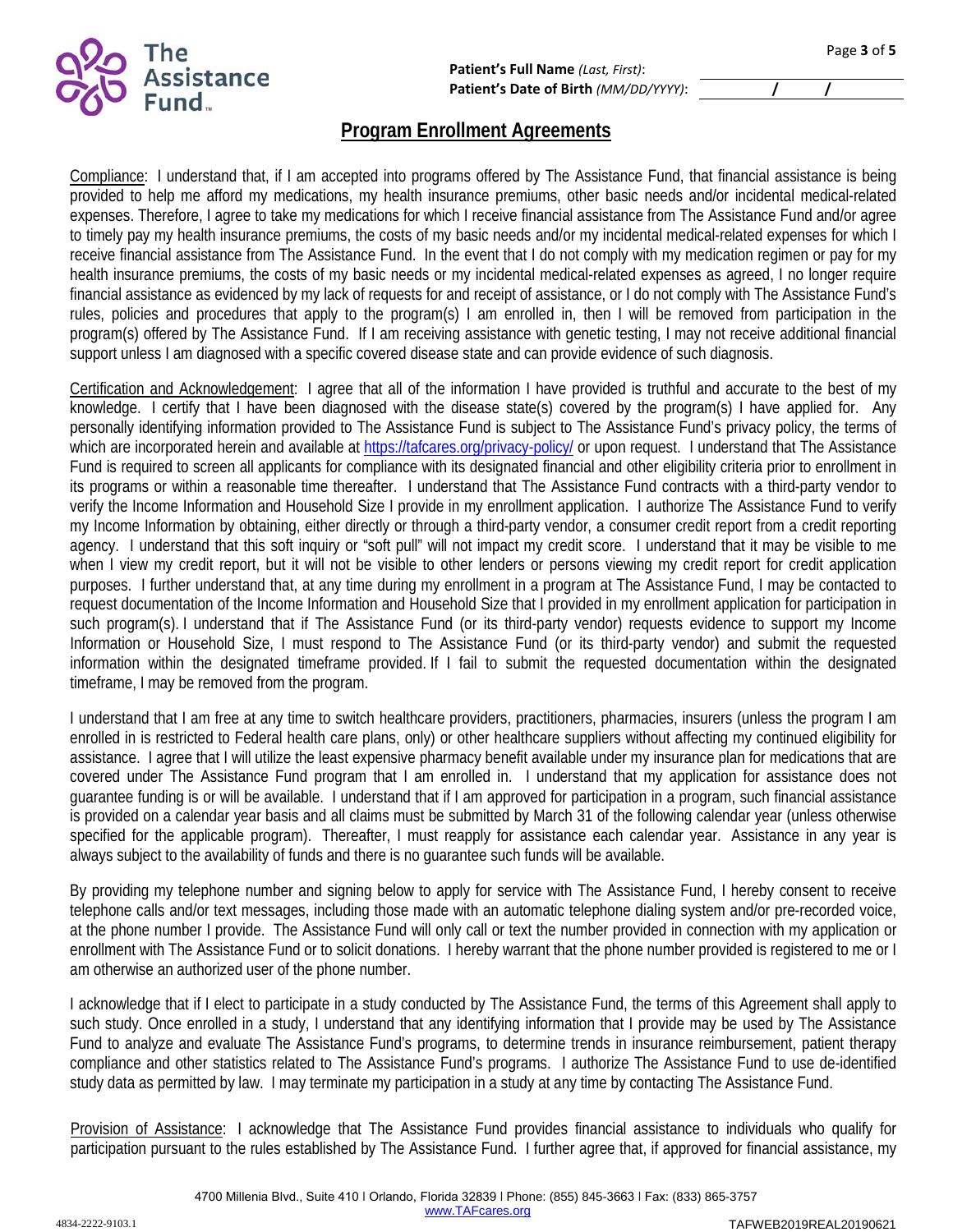**Patient's Full Name** *(Last, First)*:

**Patient's Date of Birth** *(MM/DD/YYYY)*: / /

## Program Enrollment Agreements

Compliance: I understand that, if I am accepted into programs offered by The Assistance Fund, that financial assistance is being provided to help me afford my medications, my health insurance premiums, other basic needs and/or incidental medical-related expenses. Therefore, I agree to take my medications for which I receive financial assistance from The Assistance Fund and/or agree to timely pay my health insurance premiums, the costs of my basic needs and/or my incidental medical-related expenses for which I receive financial assistance from The Assistance Fund. In the event that I do not comply with my medication regimen or pay for my health insurance premiums, the costs of my basic needs or my incidental medical-related expenses as agreed, I no longer require financial assistance as evidenced by my lack of requests for and receipt of assistance, or I do not comply with The Assistance Fund's rules, policies and procedures that apply to the program(s) I am enrolled in, then I will be removed from participation in the program(s) offered by The Assistance Fund. If I am receiving assistance with genetic testing, I may not receive additional financial support unless I am diagnosed with a specific covered disease state and can provide evidence of such diagnosis.

Certification and Acknowledgement: I agree that all of the information I have provided is truthful and accurate to the best of my knowledge. I certify that I have been diagnosed with the disease state(s) covered by the program(s) I have applied for. Any personally identifying information provided to The Assistance Fund is subject to The Assistance Fund's privacy policy, the terms of which are incorporated herein and available at https://tafcares.org/privacy-policy/ or upon request. I understand that The Assistance Fund is required to screen all applicants for compliance with its designated financial and other eligibility criteria prior to enrollment in its programs or within a reasonable time thereafter. I understand that The Assistance Fund contracts with a third-party vendor to verify the Income Information and Household Size I provide in my enrollment application. I authorize The Assistance Fund to verify my Income Information by obtaining, either directly or through a third-party vendor, a consumer credit report from a credit reporting agency. I understand that this soft inquiry or "soft pull" will not impact my credit score. I understand that it may be visible to me when I view my credit report, but it will not be visible to other lenders or persons viewing my credit report for credit application purposes. I further understand that, at any time during my enrollment in a program at The Assistance Fund, I may be contacted to request documentation of the Income Information and Household Size that I provided in my enrollment application for participation in such program(s). I understand that if The Assistance Fund (or its third-party vendor) requests evidence to support my Income Information or Household Size, I must respond to The Assistance Fund (or its third-party vendor) and submit the requested information within the designated timeframe provided. If I fail to submit the requested documentation within the designated timeframe, I may be removed from the program.

I understand that I am free at any time to switch healthcare providers, practitioners, pharmacies, insurers (unless the program I am enrolled in is restricted to Federal health care plans, only) or other healthcare suppliers without affecting my continued eligibility for assistance. I agree that I will utilize the least expensive pharmacy benefit available under my insurance plan for medications that are covered under The Assistance Fund program that I am enrolled in. I understand that my application for assistance does not guarantee funding is or will be available. I understand that if I am approved for participation in a program, such financial assistance is provided on a calendar year basis and all claims must be submitted by March 31 of the following calendar year (unless otherwise specified for the applicable program). Thereafter, I must reapply for assistance each calendar year. Assistance in any year is always subject to the availability of funds and there is no guarantee such funds will be available.

By providing my telephone number and signing below to apply for service with The Assistance Fund, I hereby consent to receive telephone calls and/or text messages, including those made with an automatic telephone dialing system and/or pre-recorded voice, at the phone number I provide. The Assistance Fund will only call or text the number provided in connection with my application or enrollment with The Assistance Fund or to solicit donations. I hereby warrant that the phone number provided is registered to me or I am otherwise an authorized user of the phone number.

I acknowledge that if I elect to participate in a study conducted by The Assistance Fund, the terms of this Agreement shall apply to such study. Once enrolled in a study, I understand that any identifying information that I provide may be used by The Assistance Fund to analyze and evaluate The Assistance Fund's programs, to determine trends in insurance reimbursement, patient therapy compliance and other statistics related to The Assistance Fund's programs. I authorize The Assistance Fund to use de-identified study data as permitted by law. I may terminate my participation in a study at any time by contacting The Assistance Fund.

Provision of Assistance: I acknowledge that The Assistance Fund provides financial assistance to individuals who qualify for participation pursuant to the rules established by The Assistance Fund. I further agree that, if approved for financial assistance, my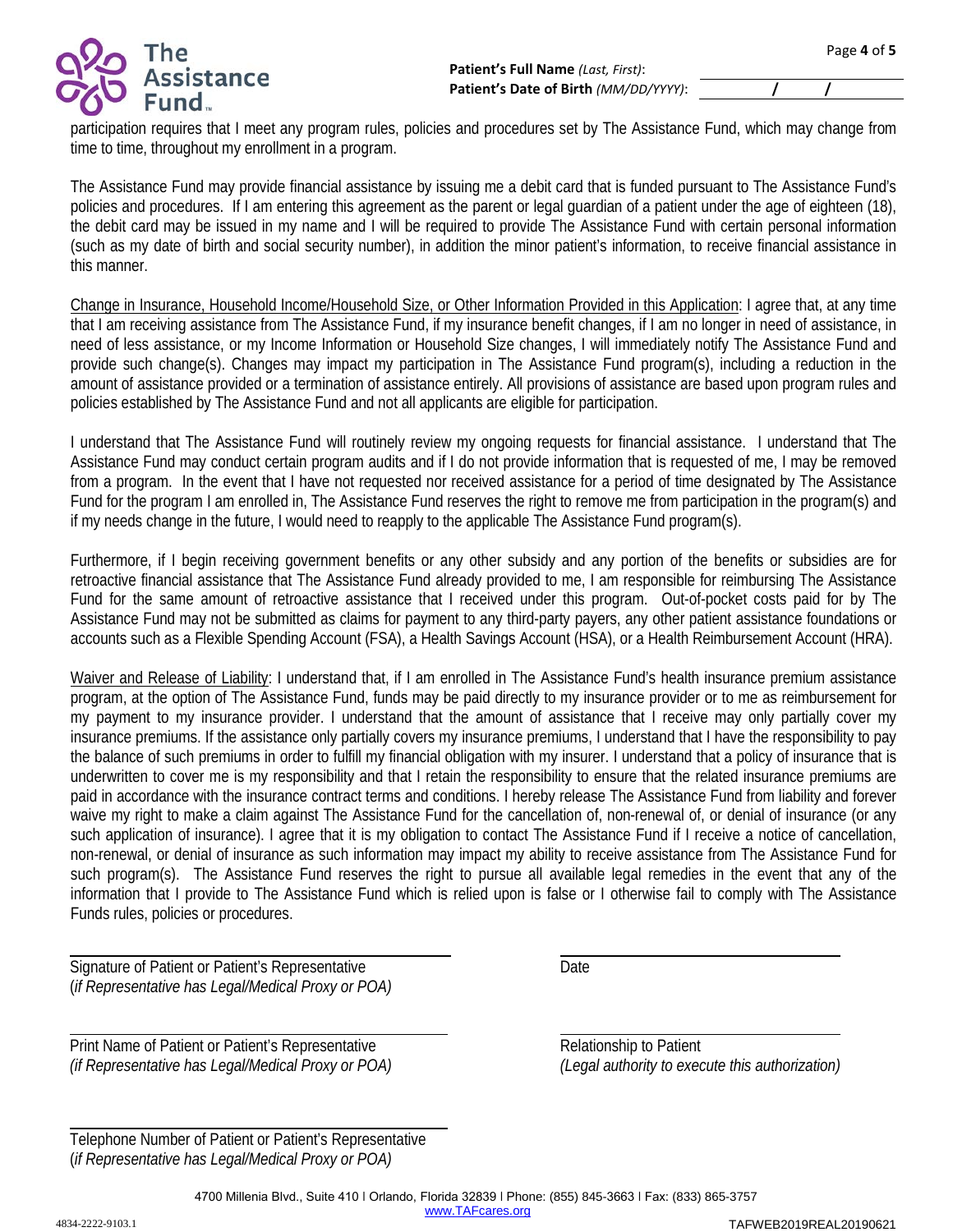**Patient's Full Name** *(Last, First)*:

**Patient's Date of Birth** *(MM/DD/YYYY)*: ____/____/____

participation requires that I meet any program rules, policies and procedures set by The Assistance Fund, which may change from time to time, throughout my enrollment in a program.

The Assistance Fund may provide financial assistance by issuing me a debit card that is funded pursuant to The Assistance Fund's policies and procedures. If I am entering this agreement as the parent or legal guardian of a patient under the age of eighteen (18), the debit card may be issued in my name and I will be required to provide The Assistance Fund with certain personal information (such as my date of birth and social security number), in addition the minor patient's information, to receive financial assistance in this manner.

<u>Change in Insurance, Household Income/Household Size, or Other Information Provided in this Application</u>: I agree that, at any time that I am receiving assistance from The Assistance Fund, if my insurance benefit changes, if I am no longer in need of assistance, in need of less assistance, or my Income Information or Household Size changes, I will immediately notify The Assistance Fund and provide such change(s). Changes may impact my participation in The Assistance Fund program(s), including a reduction in the amount of assistance provided or a termination of assistance entirely. All provisions of assistance are based upon program rules and policies established by The Assistance Fund and not all applicants are eligible for participation.

I understand that The Assistance Fund will routinely review my ongoing requests for financial assistance. I understand that The Assistance Fund may conduct certain program audits and if I do not provide information that is requested of me, I may be removed from a program. In the event that I have not requested nor received assistance for a period of time designated by The Assistance Fund for the program I am enrolled in, The Assistance Fund reserves the right to remove me from participation in the program(s) and if my needs change in the future, I would need to reapply to the applicable The Assistance Fund program(s).

Furthermore, if I begin receiving government benefits or any other subsidy and any portion of the benefits or subsidies are for retroactive financial assistance that The Assistance Fund already provided to me, I am responsible for reimbursing The Assistance Fund for the same amount of retroactive assistance that I received under this program. Out-of-pocket costs paid for by The Assistance Fund may not be submitted as claims for payment to any third-party payers, any other patient assistance foundations or accounts such as a Flexible Spending Account (FSA), a Health Savings Account (HSA), or a Health Reimbursement Account (HRA).

<u>Waiver and Release of Liability</u>: I understand that, if I am enrolled in The Assistance Fund's health insurance premium assistance program, at the option of The Assistance Fund, funds may be paid directly to my insurance provider or to me as reimbursement for my payment to my insurance provider. I understand that the amount of assistance that I receive may only partially cover my insurance premiums. If the assistance only partially covers my insurance premiums, I understand that I have the responsibility to pay the balance of such premiums in order to fulfill my financial obligation with my insurer. I understand that a policy of insurance that is underwritten to cover me is my responsibility and that I retain the responsibility to ensure that the related insurance premiums are paid in accordance with the insurance contract terms and conditions. I hereby release The Assistance Fund from liability and forever waive my right to make a claim against The Assistance Fund for the cancellation of, non-renewal of, or denial of insurance (or any such application of insurance). I agree that it is my obligation to contact The Assistance Fund if I receive a notice of cancellation, non-renewal, or denial of insurance as such information may impact my ability to receive assistance from The Assistance Fund for such program(s). The Assistance Fund reserves the right to pursue all available legal remedies in the event that any of the information that I provide to The Assistance Fund which is relied upon is false or I otherwise fail to comply with The Assistance Funds rules, policies or procedures.

______________________________________
Signature of Patient or Patient's Representative
(*if Representative has Legal/Medical Proxy or POA)*

______________________________
Date

______________________________________
Print Name of Patient or Patient's Representative
*(if Representative has Legal/Medical Proxy or POA)*

______________________________
Relationship to Patient
*(Legal authority to execute this authorization)*

______________________________________
Telephone Number of Patient or Patient's Representative
(*if Representative has Legal/Medical Proxy or POA)*

4700 Millenia Blvd., Suite 410 | Orlando, Florida 32839 | Phone: (855) 845-3663 | Fax: (833) 865-3757
www.TAFcares.org

4834-2222-9103.1 TAFWEB2019REAL20190621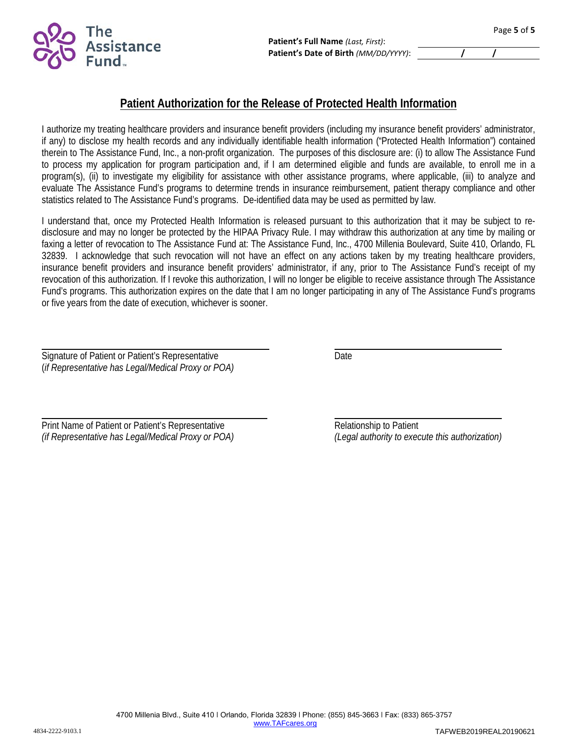Patient's Full Name *(Last, First)*: ____________________
Patient's Date of Birth *(MM/DD/YYYY)*: ______ / ______ / ______

## Patient Authorization for the Release of Protected Health Information

I authorize my treating healthcare providers and insurance benefit providers (including my insurance benefit providers' administrator, if any) to disclose my health records and any individually identifiable health information ("Protected Health Information") contained therein to The Assistance Fund, Inc., a non-profit organization. The purposes of this disclosure are: (i) to allow The Assistance Fund to process my application for program participation and, if I am determined eligible and funds are available, to enroll me in a program(s), (ii) to investigate my eligibility for assistance with other assistance programs, where applicable, (iii) to analyze and evaluate The Assistance Fund's programs to determine trends in insurance reimbursement, patient therapy compliance and other statistics related to The Assistance Fund's programs. De-identified data may be used as permitted by law.

I understand that, once my Protected Health Information is released pursuant to this authorization that it may be subject to re-disclosure and may no longer be protected by the HIPAA Privacy Rule. I may withdraw this authorization at any time by mailing or faxing a letter of revocation to The Assistance Fund at: The Assistance Fund, Inc., 4700 Millenia Boulevard, Suite 410, Orlando, FL 32839. I acknowledge that such revocation will not have an effect on any actions taken by my treating healthcare providers, insurance benefit providers and insurance benefit providers' administrator, if any, prior to The Assistance Fund's receipt of my revocation of this authorization. If I revoke this authorization, I will no longer be eligible to receive assistance through The Assistance Fund's programs. This authorization expires on the date that I am no longer participating in any of The Assistance Fund's programs or five years from the date of execution, whichever is sooner.

____________________________________________
Signature of Patient or Patient's Representative
(*if Representative has Legal/Medical Proxy or POA)*

____________________
Date

____________________________________________
Print Name of Patient or Patient's Representative
*(if Representative has Legal/Medical Proxy or POA)*

____________________
Relationship to Patient
*(Legal authority to execute this authorization)*

4700 Millenia Blvd., Suite 410 | Orlando, Florida 32839 | Phone: (855) 845-3663 | Fax: (833) 865-3757
www.TAFcares.org

4834-2222-9103.1

TAFWEB2019REAL20190621